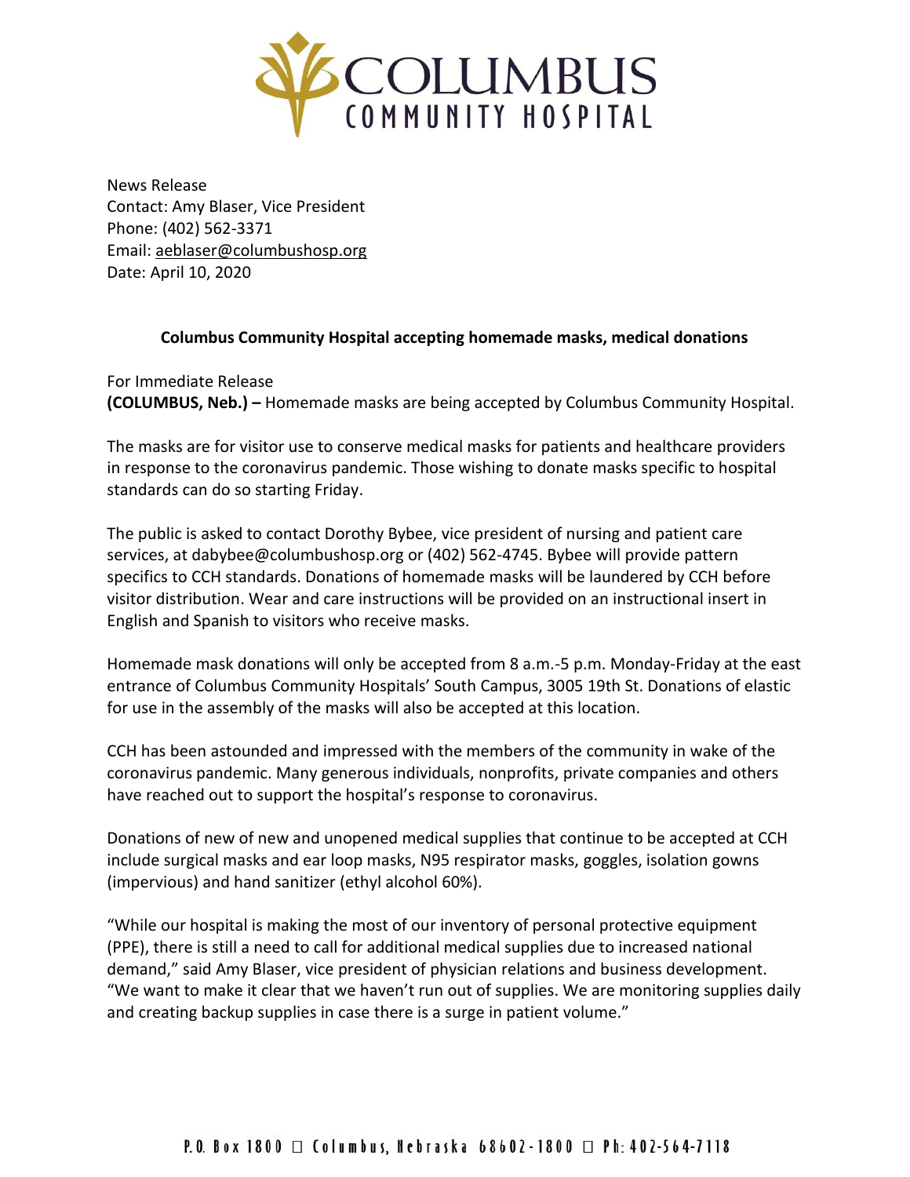# COLUMBUS COMMUNITY HOSPITAL

News Release
Contact: Amy Blaser, Vice President
Phone: (402) 562-3371
Email: aeblaser@columbushosp.org
Date: April 10, 2020

**Columbus Community Hospital accepting homemade masks, medical donations**

For Immediate Release
**(COLUMBUS, Neb.) –** Homemade masks are being accepted by Columbus Community Hospital.

The masks are for visitor use to conserve medical masks for patients and healthcare providers in response to the coronavirus pandemic. Those wishing to donate masks specific to hospital standards can do so starting Friday.

The public is asked to contact Dorothy Bybee, vice president of nursing and patient care services, at dabybee@columbushosp.org or (402) 562-4745. Bybee will provide pattern specifics to CCH standards. Donations of homemade masks will be laundered by CCH before visitor distribution. Wear and care instructions will be provided on an instructional insert in English and Spanish to visitors who receive masks.

Homemade mask donations will only be accepted from 8 a.m.-5 p.m. Monday-Friday at the east entrance of Columbus Community Hospitals' South Campus, 3005 19th St. Donations of elastic for use in the assembly of the masks will also be accepted at this location.

CCH has been astounded and impressed with the members of the community in wake of the coronavirus pandemic. Many generous individuals, nonprofits, private companies and others have reached out to support the hospital's response to coronavirus.

Donations of new of new and unopened medical supplies that continue to be accepted at CCH include surgical masks and ear loop masks, N95 respirator masks, goggles, isolation gowns (impervious) and hand sanitizer (ethyl alcohol 60%).

"While our hospital is making the most of our inventory of personal protective equipment (PPE), there is still a need to call for additional medical supplies due to increased national demand," said Amy Blaser, vice president of physician relations and business development. "We want to make it clear that we haven't run out of supplies. We are monitoring supplies daily and creating backup supplies in case there is a surge in patient volume."

P.O. Box 1800 □ Columbus, Nebraska 68602-1800 □ Ph: 402-564-7118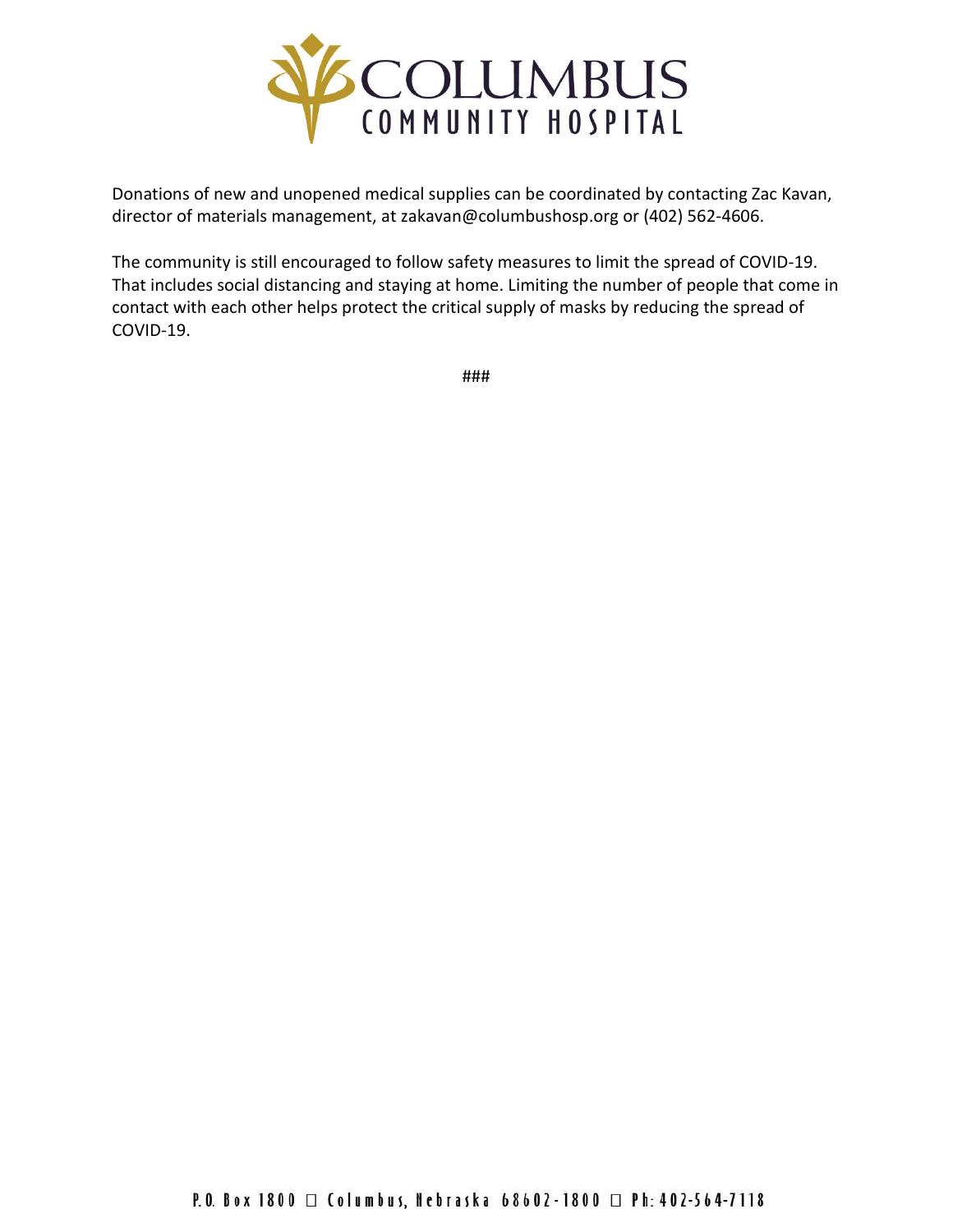Donations of new and unopened medical supplies can be coordinated by contacting Zac Kavan, director of materials management, at zakavan@columbushosp.org or (402) 562-4606.

The community is still encouraged to follow safety measures to limit the spread of COVID-19. That includes social distancing and staying at home. Limiting the number of people that come in contact with each other helps protect the critical supply of masks by reducing the spread of COVID-19.

###